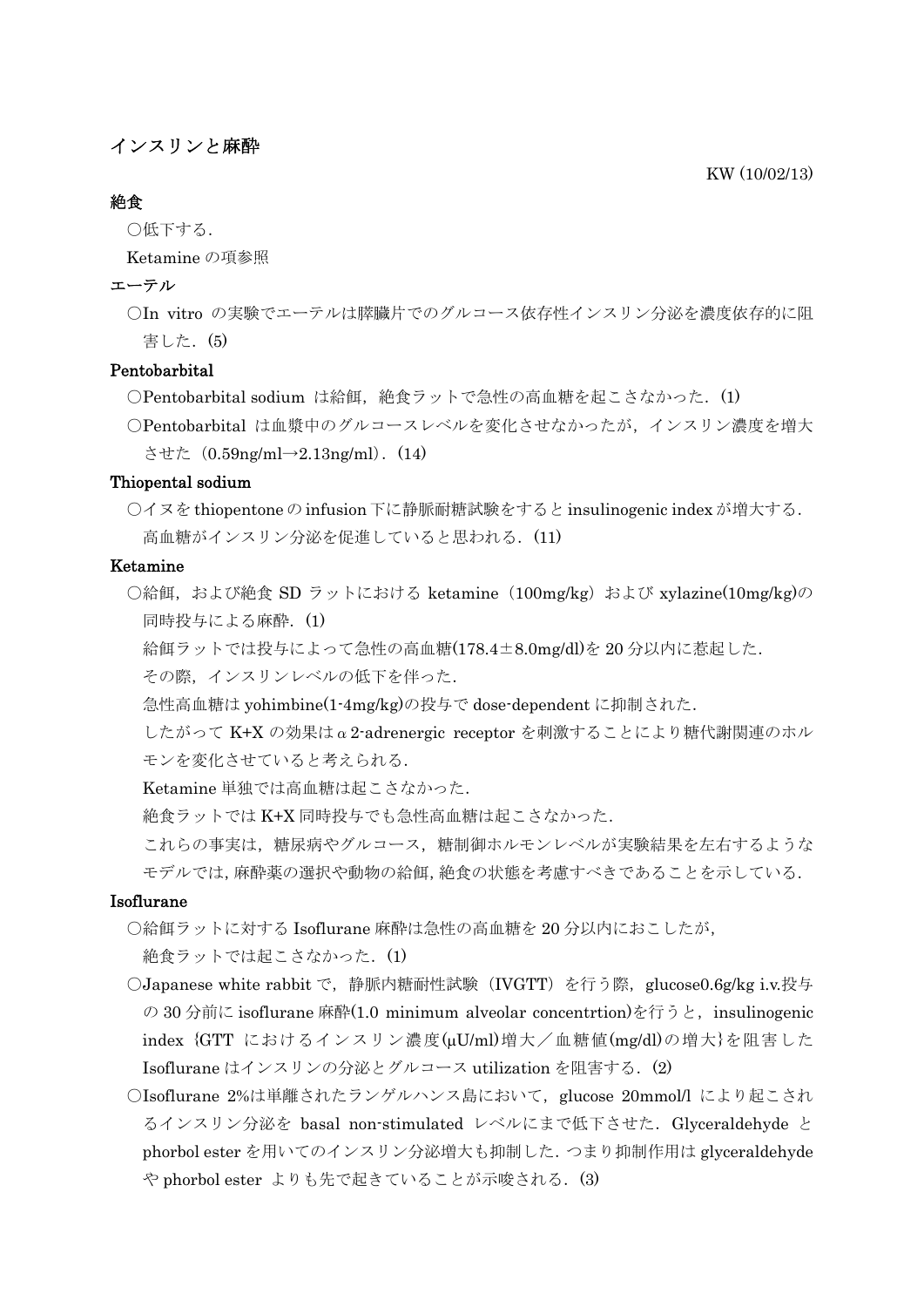# インスリンと麻酔

KW (10/02/13)

## 絶食

○低下する.

Ketamine の項参照

## エーテル

○In vitro の実験でエーテルは膵臓片でのグルコース依存性インスリン分泌を濃度依存的に阻害した.(5)

## Pentobarbital

○Pentobarbital sodium は給餌，絶食ラットで急性の高血糖を起こさなかった.(1)

○Pentobarbital は血漿中のグルコースレベルを変化させなかったが，インスリン濃度を増大させた（0.59ng/ml→2.13ng/ml).(14)

## Thiopental sodium

○イヌを thiopentone の infusion 下に静脈耐糖試験をすると insulinogenic index が増大する.高血糖がインスリン分泌を促進していると思われる.(11)

## Ketamine

○給餌，および絶食 SD ラットにおける ketamine（100mg/kg）および xylazine(10mg/kg)の同時投与による麻酔.(1)

給餌ラットでは投与によって急性の高血糖(178.4±8.0mg/dl)を 20 分以内に惹起した.

その際，インスリンレベルの低下を伴った.

急性高血糖は yohimbine(1-4mg/kg)の投与で dose-dependent に抑制された.

したがって K+X の効果は α2-adrenergic receptor を刺激することにより糖代謝関連のホルモンを変化させていると考えられる.

Ketamine 単独では高血糖は起こさなかった.

絶食ラットでは K+X 同時投与でも急性高血糖は起こさなかった.

これらの事実は，糖尿病やグルコース，糖制御ホルモンレベルが実験結果を左右するようなモデルでは, 麻酔薬の選択や動物の給餌, 絶食の状態を考慮すべきであることを示している.

## Isoflurane

○給餌ラットに対する Isoflurane 麻酔は急性の高血糖を 20 分以内におこしたが，絶食ラットでは起こさなかった.(1)

○Japanese white rabbit で，静脈内糖耐性試験（IVGTT）を行う際，glucose0.6g/kg i.v.投与の 30 分前に isoflurane 麻酔(1.0 minimum alveolar concentrtion)を行うと，insulinogenic index {GTT におけるインスリン濃度(μU/ml)増大／血糖値(mg/dl)の増大}を阻害した Isoflurane はインスリンの分泌とグルコース utilization を阻害する.(2)

○Isoflurane 2%は単離されたランゲルハンス島において，glucose 20mmol/l により起こされるインスリン分泌を basal non-stimulated レベルにまで低下させた.Glyceraldehyde と phorbol ester を用いてのインスリン分泌増大も抑制した.つまり抑制作用は glyceraldehyde や phorbol ester よりも先で起きていることが示唆される.(3)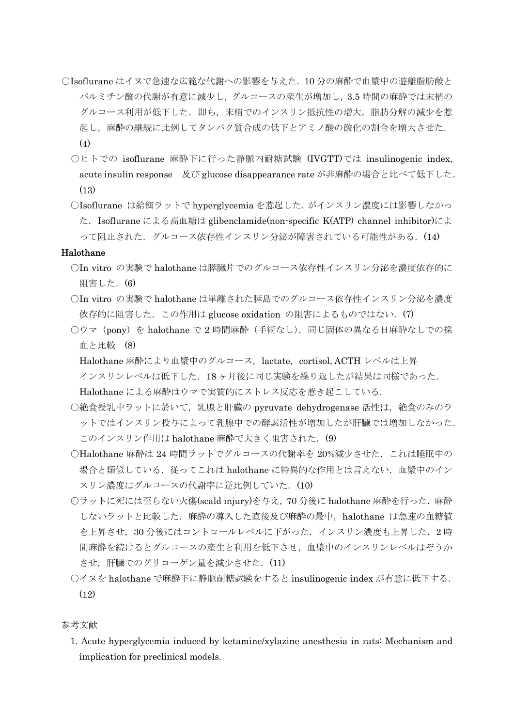○Isoflurane はイヌで急速な広範な代謝への影響を与えた．10 分の麻酔で血漿中の遊離脂肪酸とパルミチン酸の代謝が有意に減少し，グルコースの産生が増加し，3.5 時間の麻酔では末梢のグルコース利用が低下した．即ち，末梢でのインスリン抵抗性の増大，脂肪分解の減少を惹起し，麻酔の継続に比例してタンパク質合成の低下とアミノ酸の酸化の割合を増大させた．(4)

○ヒトでの isoflurane 麻酔下に行った静脈内耐糖試験（IVGTT)では insulinogenic index, acute insulin response　及び glucose disappearance rate が非麻酔の場合と比べて低下した．(13)

○Isoflurane は給餌ラットで hyperglycemia を惹起した．がインスリン濃度には影響しなかった．Isoflurane による高血糖は glibenclamide(non-specific K(ATP) channel inhibitor)によって阻止された．グルコース依存性インスリン分泌が障害されている可能性がある．(14)

**Halothane**

○In vitro の実験で halothane は膵臓片でのグルコース依存性インスリン分泌を濃度依存的に阻害した．(6)

○In vitro の実験で halothane は単離された膵島でのグルコース依存性インスリン分泌を濃度依存的に阻害した．この作用は glucose oxidation の阻害によるものではない．(7)

○ウマ（pony）を halothane で 2 時間麻酔（手術なし）．同じ固体の異なる日麻酔なしでの採血と比較　(8)

Halothane 麻酔により血漿中のグルコース，lactate，cortisol, ACTH レベルは上昇

インスリンレベルは低下した．18 ヶ月後に同じ実験を繰り返したが結果は同様であった．

Halothane による麻酔はウマで実質的にストレス反応を惹き起こしている．

○絶食授乳中ラットに於いて，乳腺と肝臓の pyruvate dehydrogenase 活性は，絶食のみのラットではインスリン投与によって乳腺中での酵素活性が増加したが肝臓では増加しなかった．このインスリン作用は halothane 麻酔で大きく阻害された．(9)

○Halothane 麻酔は 24 時間ラットでグルコースの代謝率を 20%減少させた．これは睡眠中の場合と類似している．従ってこれは halothane に特異的な作用とは言えない．血漿中のインスリン濃度はグルコースの代謝率に逆比例していた．(10)

○ラットに死には至らない火傷(scald injury)を与え，70 分後に halothane 麻酔を行った．麻酔しないラットと比較した．麻酔の導入した直後及び麻酔の最中，halothane は急速の血糖値を上昇させ，30 分後にはコントロールレベルに下がった．インスリン濃度も上昇した．2 時間麻酔を続けるとグルコースの産生と利用を低下させ，血漿中のインスリンレベルはぞうかさせ，肝臓でのグリコーゲン量を減少させた．(11)

○イヌを halothane で麻酔下に静脈耐糖試験をすると insulinogenic index が有意に低下する．(12)

参考文献

1. Acute hyperglycemia induced by ketamine/xylazine anesthesia in rats: Mechanism and implication for preclinical models.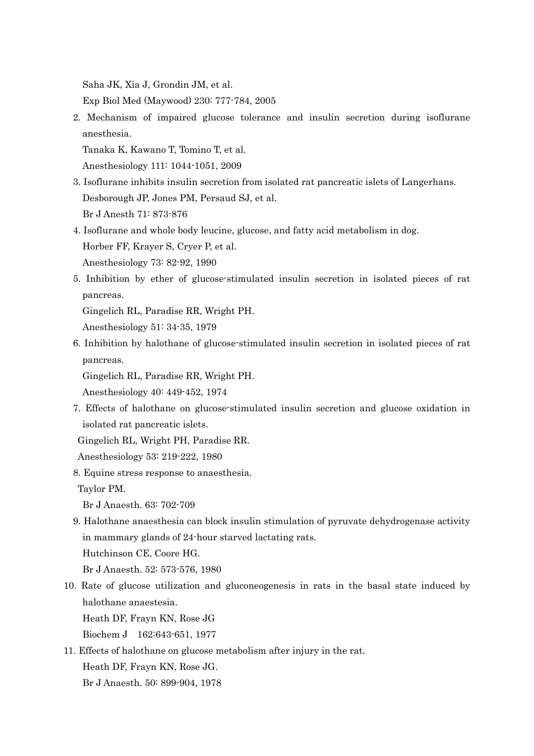Saha JK, Xia J, Grondin JM, et al.
Exp Biol Med (Maywood) 230: 777-784, 2005

2. Mechanism of impaired glucose tolerance and insulin secretion during isoflurane anesthesia.
   Tanaka K, Kawano T, Tomino T, et al.
   Anesthesiology 111: 1044-1051, 2009
3. Isoflurane inhibits insulin secretion from isolated rat pancreatic islets of Langerhans.
   Desborough JP, Jones PM, Persaud SJ, et al.
   Br J Anesth 71: 873-876
4. Isoflurane and whole body leucine, glucose, and fatty acid metabolism in dog.
   Horber FF, Krayer S, Cryer P, et al.
   Anesthesiology 73: 82-92, 1990
5. Inhibition by ether of glucose-stimulated insulin secretion in isolated pieces of rat pancreas.
   Gingelich RL, Paradise RR, Wright PH.
   Anesthesiology 51: 34-35, 1979
6. Inhibition by halothane of glucose-stimulated insulin secretion in isolated pieces of rat pancreas.
   Gingelich RL, Paradise RR, Wright PH.
   Anesthesiology 40: 449-452, 1974
7. Effects of halothane on glucose-stimulated insulin secretion and glucose oxidation in isolated rat pancreatic islets.
   Gingelich RL, Wright PH, Paradise RR.
   Anesthesiology 53: 219-222, 1980
8. Equine stress response to anaesthesia.
   Taylor PM.
   Br J Anaesth. 63: 702-709
9. Halothane anaesthesia can block insulin stimulation of pyruvate dehydrogenase activity in mammary glands of 24-hour starved lactating rats.
   Hutchinson CE, Coore HG.
   Br J Anaesth. 52: 573-576, 1980
10. Rate of glucose utilization and gluconeogenesis in rats in the basal state induced by halothane anaestesia.
    Heath DF, Frayn KN, Rose JG
    Biochem J 162:643-651, 1977
11. Effects of halothane on glucose metabolism after injury in the rat.
    Heath DF, Frayn KN, Rose JG.
    Br J Anaesth. 50: 899-904, 1978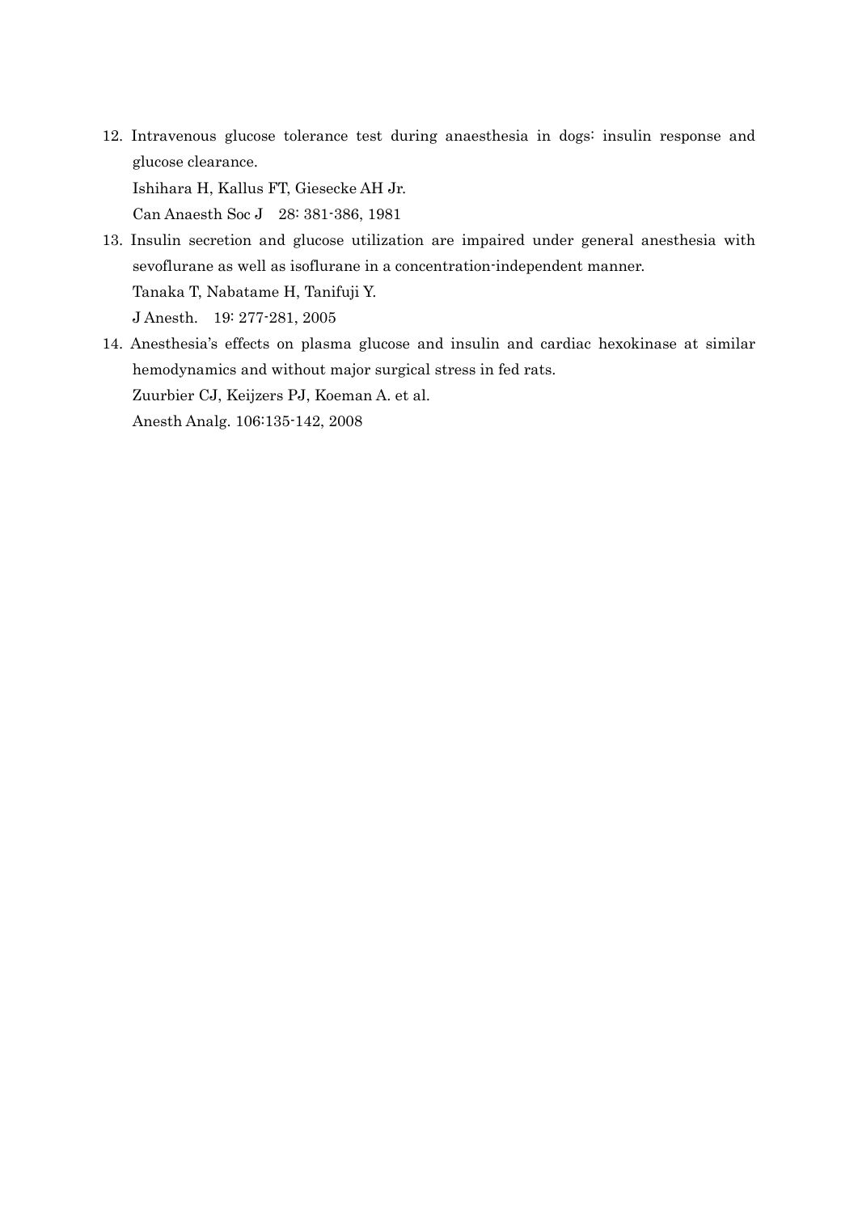12. Intravenous glucose tolerance test during anaesthesia in dogs: insulin response and glucose clearance.
    Ishihara H, Kallus FT, Giesecke AH Jr.
    Can Anaesth Soc J 28: 381-386, 1981

13. Insulin secretion and glucose utilization are impaired under general anesthesia with sevoflurane as well as isoflurane in a concentration-independent manner.
    Tanaka T, Nabatame H, Tanifuji Y.
    J Anesth. 19: 277-281, 2005

14. Anesthesia's effects on plasma glucose and insulin and cardiac hexokinase at similar hemodynamics and without major surgical stress in fed rats.
    Zuurbier CJ, Keijzers PJ, Koeman A. et al.
    Anesth Analg. 106:135-142, 2008